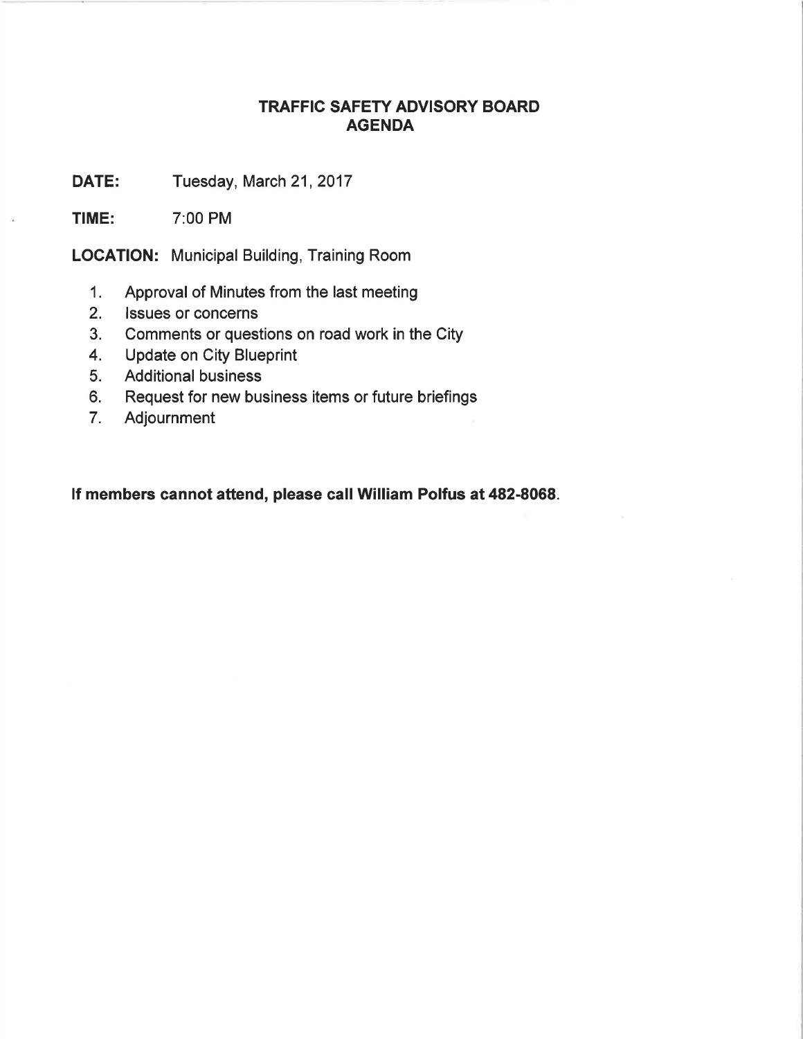# TRAFFIC SAFETY ADVISORY BOARD
## AGENDA

**DATE:** Tuesday, March 21, 2017

**TIME:** 7:00 PM

**LOCATION:** Municipal Building, Training Room

1. Approval of Minutes from the last meeting
2. Issues or concerns
3. Comments or questions on road work in the City
4. Update on City Blueprint
5. Additional business
6. Request for new business items or future briefings
7. Adjournment

**If members cannot attend, please call William Polfus at 482-8068.**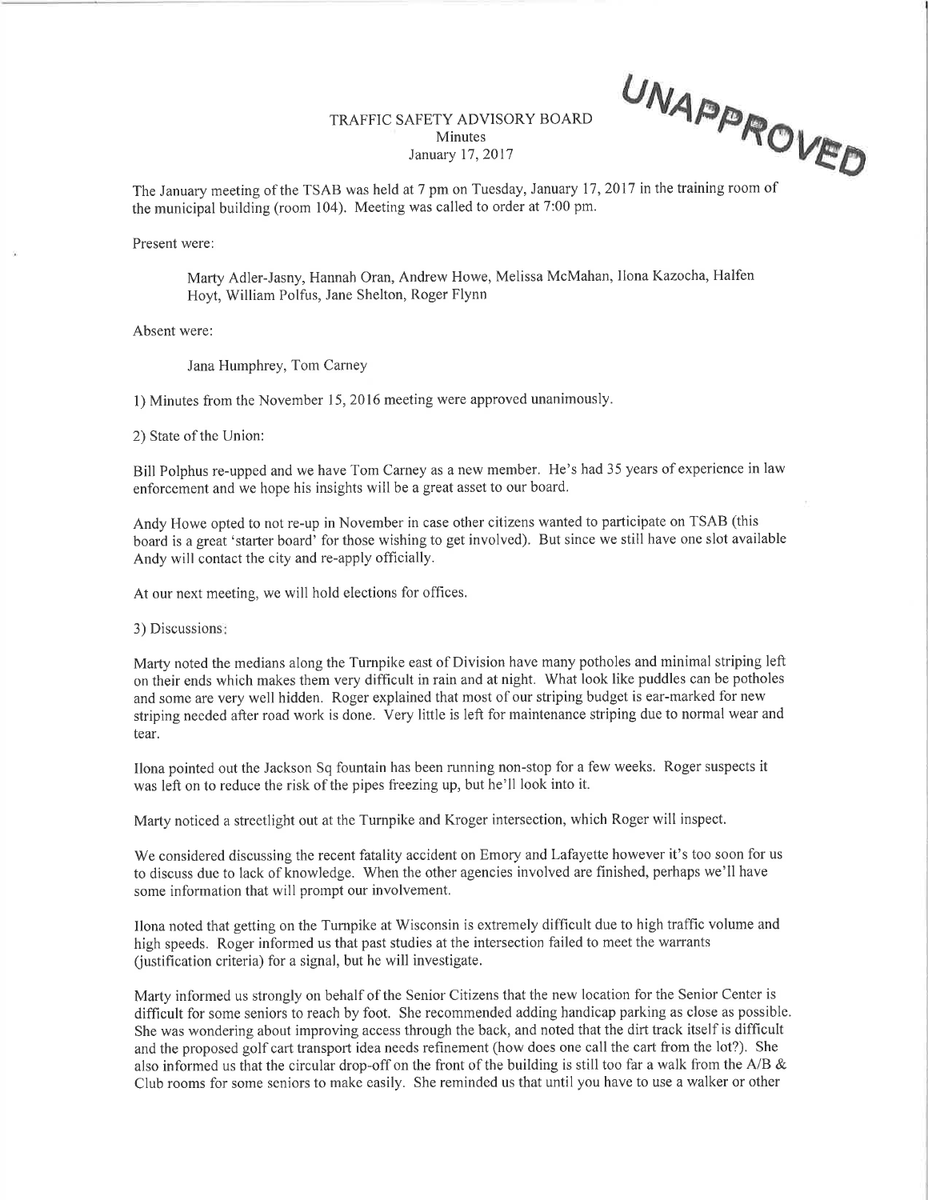UNAPPROVED

TRAFFIC SAFETY ADVISORY BOARD
Minutes
January 17, 2017

The January meeting of the TSAB was held at 7 pm on Tuesday, January 17, 2017 in the training room of the municipal building (room 104). Meeting was called to order at 7:00 pm.

Present were:

Marty Adler-Jasny, Hannah Oran, Andrew Howe, Melissa McMahan, Ilona Kazocha, Halfen Hoyt, William Polfus, Jane Shelton, Roger Flynn

Absent were:

Jana Humphrey, Tom Carney

1) Minutes from the November 15, 2016 meeting were approved unanimously.

2) State of the Union:

Bill Polphus re-upped and we have Tom Carney as a new member. He's had 35 years of experience in law enforcement and we hope his insights will be a great asset to our board.

Andy Howe opted to not re-up in November in case other citizens wanted to participate on TSAB (this board is a great 'starter board' for those wishing to get involved). But since we still have one slot available Andy will contact the city and re-apply officially.

At our next meeting, we will hold elections for offices.

3) Discussions:

Marty noted the medians along the Turnpike east of Division have many potholes and minimal striping left on their ends which makes them very difficult in rain and at night. What look like puddles can be potholes and some are very well hidden. Roger explained that most of our striping budget is ear-marked for new striping needed after road work is done. Very little is left for maintenance striping due to normal wear and tear.

Ilona pointed out the Jackson Sq fountain has been running non-stop for a few weeks. Roger suspects it was left on to reduce the risk of the pipes freezing up, but he'll look into it.

Marty noticed a streetlight out at the Turnpike and Kroger intersection, which Roger will inspect.

We considered discussing the recent fatality accident on Emory and Lafayette however it's too soon for us to discuss due to lack of knowledge. When the other agencies involved are finished, perhaps we'll have some information that will prompt our involvement.

Ilona noted that getting on the Turnpike at Wisconsin is extremely difficult due to high traffic volume and high speeds. Roger informed us that past studies at the intersection failed to meet the warrants (justification criteria) for a signal, but he will investigate.

Marty informed us strongly on behalf of the Senior Citizens that the new location for the Senior Center is difficult for some seniors to reach by foot. She recommended adding handicap parking as close as possible. She was wondering about improving access through the back, and noted that the dirt track itself is difficult and the proposed golf cart transport idea needs refinement (how does one call the cart from the lot?). She also informed us that the circular drop-off on the front of the building is still too far a walk from the A/B & Club rooms for some seniors to make easily. She reminded us that until you have to use a walker or other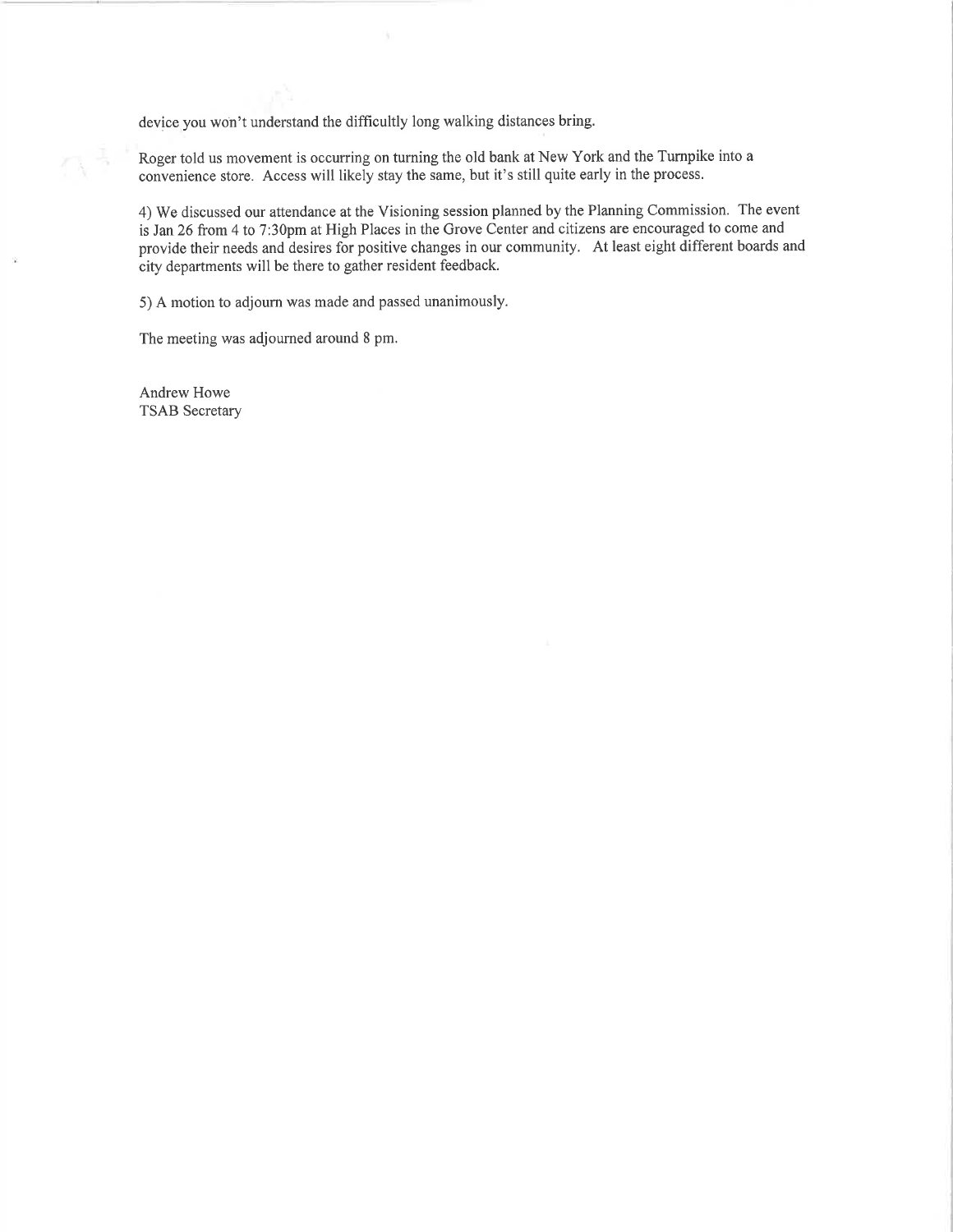device you won't understand the difficultly long walking distances bring.

Roger told us movement is occurring on turning the old bank at New York and the Turnpike into a convenience store. Access will likely stay the same, but it's still quite early in the process.

4) We discussed our attendance at the Visioning session planned by the Planning Commission. The event is Jan 26 from 4 to 7:30pm at High Places in the Grove Center and citizens are encouraged to come and provide their needs and desires for positive changes in our community. At least eight different boards and city departments will be there to gather resident feedback.

5) A motion to adjourn was made and passed unanimously.

The meeting was adjourned around 8 pm.

Andrew Howe
TSAB Secretary